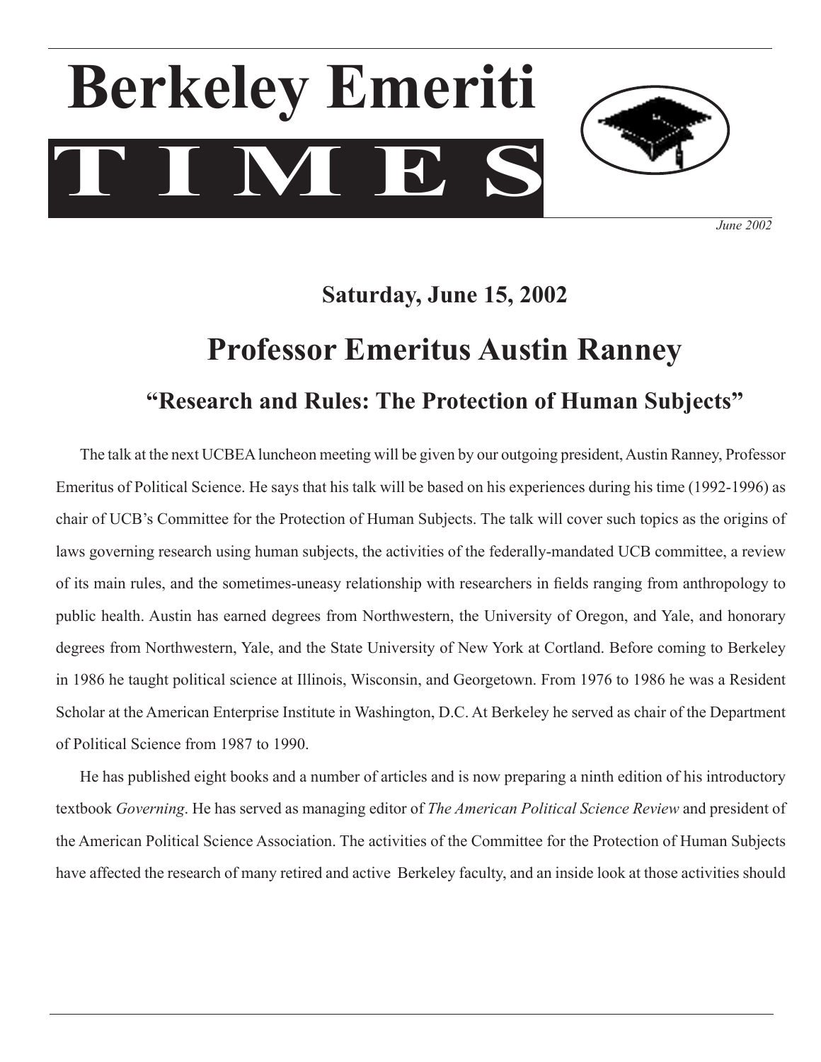# Berkeley Emeriti TIMES

*June 2002*

## Saturday, June 15, 2002

# Professor Emeritus Austin Ranney

## "Research and Rules: The Protection of Human Subjects"

The talk at the next UCBEA luncheon meeting will be given by our outgoing president, Austin Ranney, Professor Emeritus of Political Science. He says that his talk will be based on his experiences during his time (1992-1996) as chair of UCB's Committee for the Protection of Human Subjects. The talk will cover such topics as the origins of laws governing research using human subjects, the activities of the federally-mandated UCB committee, a review of its main rules, and the sometimes-uneasy relationship with researchers in fields ranging from anthropology to public health. Austin has earned degrees from Northwestern, the University of Oregon, and Yale, and honorary degrees from Northwestern, Yale, and the State University of New York at Cortland. Before coming to Berkeley in 1986 he taught political science at Illinois, Wisconsin, and Georgetown. From 1976 to 1986 he was a Resident Scholar at the American Enterprise Institute in Washington, D.C. At Berkeley he served as chair of the Department of Political Science from 1987 to 1990.

He has published eight books and a number of articles and is now preparing a ninth edition of his introductory textbook *Governing*. He has served as managing editor of *The American Political Science Review* and president of the American Political Science Association. The activities of the Committee for the Protection of Human Subjects have affected the research of many retired and active Berkeley faculty, and an inside look at those activities should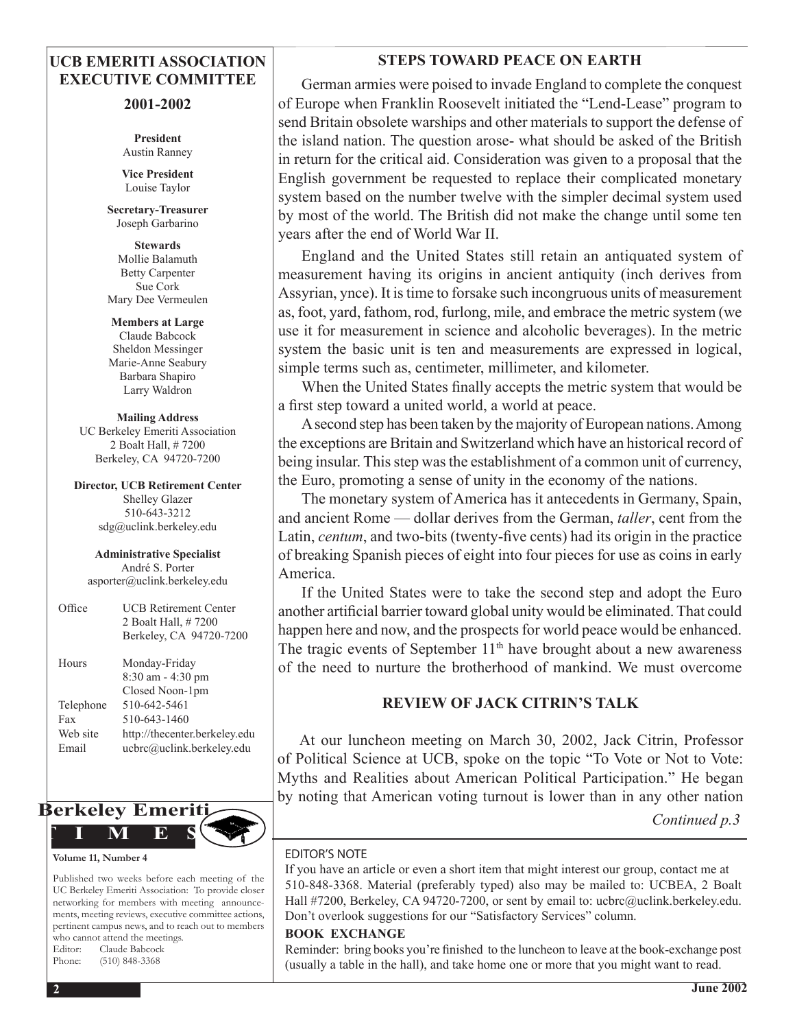## UCB EMERITI ASSOCIATION EXECUTIVE COMMITTEE

### 2001-2002

**President**
Austin Ranney

**Vice President**
Louise Taylor

**Secretary-Treasurer**
Joseph Garbarino

**Stewards**
Mollie Balamuth
Betty Carpenter
Sue Cork
Mary Dee Vermeulen

**Members at Large**
Claude Babcock
Sheldon Messinger
Marie-Anne Seabury
Barbara Shapiro
Larry Waldron

**Mailing Address**
UC Berkeley Emeriti Association
2 Boalt Hall, # 7200
Berkeley, CA 94720-7200

**Director, UCB Retirement Center**
Shelley Glazer
510-643-3212
sdg@uclink.berkeley.edu

**Administrative Specialist**
André S. Porter
asporter@uclink.berkeley.edu

| | |
|---|---|
| Office | UCB Retirement Center<br>2 Boalt Hall, # 7200<br>Berkeley, CA 94720-7200 |
| Hours | Monday-Friday<br>8:30 am - 4:30 pm<br>Closed Noon-1pm |
| Telephone | 510-642-5461 |
| Fax | 510-643-1460 |
| Web site | http://thecenter.berkeley.edu |
| Email | ucbrc@uclink.berkeley.edu |

**Berkeley Emeriti TIMES**

**Volume 11, Number 4**

Published two weeks before each meeting of the UC Berkeley Emeriti Association: To provide closer networking for members with meeting announcements, meeting reviews, executive committee actions, pertinent campus news, and to reach out to members who cannot attend the meetings.
Editor: Claude Babcock
Phone: (510) 848-3368

## STEPS TOWARD PEACE ON EARTH

German armies were poised to invade England to complete the conquest of Europe when Franklin Roosevelt initiated the "Lend-Lease" program to send Britain obsolete warships and other materials to support the defense of the island nation. The question arose- what should be asked of the British in return for the critical aid. Consideration was given to a proposal that the English government be requested to replace their complicated monetary system based on the number twelve with the simpler decimal system used by most of the world. The British did not make the change until some ten years after the end of World War II.

England and the United States still retain an antiquated system of measurement having its origins in ancient antiquity (inch derives from Assyrian, ynce). It is time to forsake such incongruous units of measurement as, foot, yard, fathom, rod, furlong, mile, and embrace the metric system (we use it for measurement in science and alcoholic beverages). In the metric system the basic unit is ten and measurements are expressed in logical, simple terms such as, centimeter, millimeter, and kilometer.

When the United States finally accepts the metric system that would be a first step toward a united world, a world at peace.

A second step has been taken by the majority of European nations. Among the exceptions are Britain and Switzerland which have an historical record of being insular. This step was the establishment of a common unit of currency, the Euro, promoting a sense of unity in the economy of the nations.

The monetary system of America has it antecedents in Germany, Spain, and ancient Rome — dollar derives from the German, *taller*, cent from the Latin, *centum*, and two-bits (twenty-five cents) had its origin in the practice of breaking Spanish pieces of eight into four pieces for use as coins in early America.

If the United States were to take the second step and adopt the Euro another artificial barrier toward global unity would be eliminated. That could happen here and now, and the prospects for world peace would be enhanced. The tragic events of September 11th have brought about a new awareness of the need to nurture the brotherhood of mankind. We must overcome

## REVIEW OF JACK CITRIN'S TALK

At our luncheon meeting on March 30, 2002, Jack Citrin, Professor of Political Science at UCB, spoke on the topic "To Vote or Not to Vote: Myths and Realities about American Political Participation." He began by noting that American voting turnout is lower than in any other nation

*Continued p.3*

EDITOR'S NOTE

If you have an article or even a short item that might interest our group, contact me at 510-848-3368. Material (preferably typed) also may be mailed to: UCBEA, 2 Boalt Hall #7200, Berkeley, CA 94720-7200, or sent by email to: ucbrc@uclink.berkeley.edu. Don't overlook suggestions for our "Satisfactory Services" column.

**BOOK EXCHANGE**

Reminder: bring books you're finished to the luncheon to leave at the book-exchange post (usually a table in the hall), and take home one or more that you might want to read.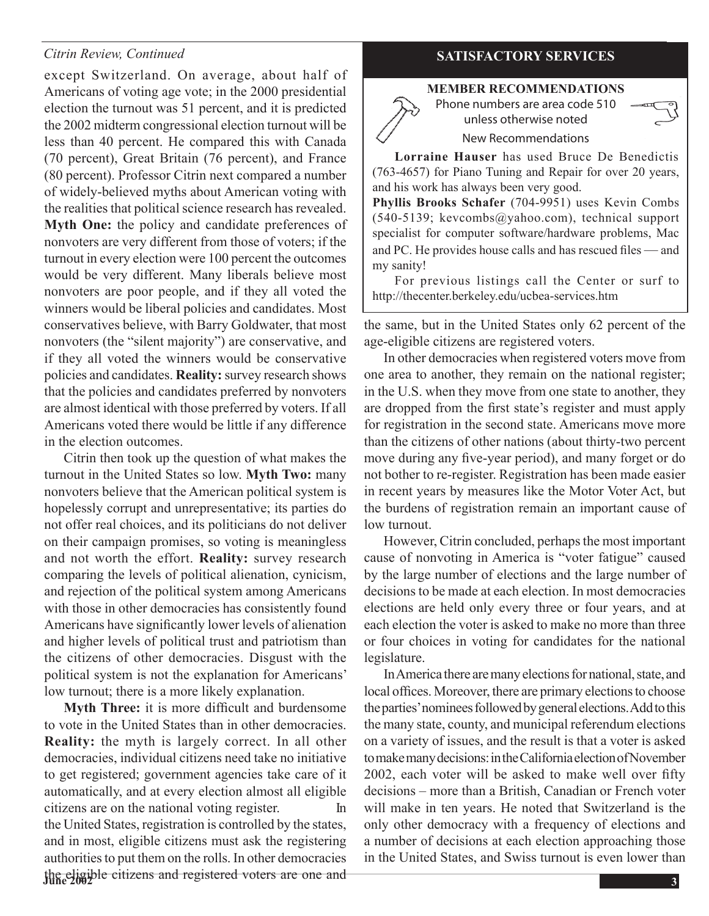*Citrin Review, Continued*

except Switzerland. On average, about half of Americans of voting age vote; in the 2000 presidential election the turnout was 51 percent, and it is predicted the 2002 midterm congressional election turnout will be less than 40 percent. He compared this with Canada (70 percent), Great Britain (76 percent), and France (80 percent). Professor Citrin next compared a number of widely-believed myths about American voting with the realities that political science research has revealed. **Myth One:** the policy and candidate preferences of nonvoters are very different from those of voters; if the turnout in every election were 100 percent the outcomes would be very different. Many liberals believe most nonvoters are poor people, and if they all voted the winners would be liberal policies and candidates. Most conservatives believe, with Barry Goldwater, that most nonvoters (the "silent majority") are conservative, and if they all voted the winners would be conservative policies and candidates. **Reality:** survey research shows that the policies and candidates preferred by nonvoters are almost identical with those preferred by voters. If all Americans voted there would be little if any difference in the election outcomes.

Citrin then took up the question of what makes the turnout in the United States so low. **Myth Two:** many nonvoters believe that the American political system is hopelessly corrupt and unrepresentative; its parties do not offer real choices, and its politicians do not deliver on their campaign promises, so voting is meaningless and not worth the effort. **Reality:** survey research comparing the levels of political alienation, cynicism, and rejection of the political system among Americans with those in other democracies has consistently found Americans have significantly lower levels of alienation and higher levels of political trust and patriotism than the citizens of other democracies. Disgust with the political system is not the explanation for Americans' low turnout; there is a more likely explanation.

**Myth Three:** it is more difficult and burdensome to vote in the United States than in other democracies. **Reality:** the myth is largely correct. In all other democracies, individual citizens need take no initiative to get registered; government agencies take care of it automatically, and at every election almost all eligible citizens are on the national voting register. In the United States, registration is controlled by the states, and in most, eligible citizens must ask the registering authorities to put them on the rolls. In other democracies the eligible citizens and registered voters are one and the same, but in the United States only 62 percent of the age-eligible citizens are registered voters.

In other democracies when registered voters move from one area to another, they remain on the national register; in the U.S. when they move from one state to another, they are dropped from the first state's register and must apply for registration in the second state. Americans move more than the citizens of other nations (about thirty-two percent move during any five-year period), and many forget or do not bother to re-register. Registration has been made easier in recent years by measures like the Motor Voter Act, but the burdens of registration remain an important cause of low turnout.

However, Citrin concluded, perhaps the most important cause of nonvoting in America is "voter fatigue" caused by the large number of elections and the large number of decisions to be made at each election. In most democracies elections are held only every three or four years, and at each election the voter is asked to make no more than three or four choices in voting for candidates for the national legislature.

In America there are many elections for national, state, and local offices. Moreover, there are primary elections to choose the parties' nominees followed by general elections. Add to this the many state, county, and municipal referendum elections on a variety of issues, and the result is that a voter is asked to make many decisions: in the California election of November 2002, each voter will be asked to make well over fifty decisions – more than a British, Canadian or French voter will make in ten years. He noted that Switzerland is the only other democracy with a frequency of elections and a number of decisions at each election approaching those in the United States, and Swiss turnout is even lower than

## SATISFACTORY SERVICES

### MEMBER RECOMMENDATIONS

Phone numbers are area code 510 unless otherwise noted

New Recommendations

**Lorraine Hauser** has used Bruce De Benedictis (763-4657) for Piano Tuning and Repair for over 20 years, and his work has always been very good.

**Phyllis Brooks Schafer** (704-9951) uses Kevin Combs (540-5139; kevcombs@yahoo.com), technical support specialist for computer software/hardware problems, Mac and PC. He provides house calls and has rescued files — and my sanity!

For previous listings call the Center or surf to http://thecenter.berkeley.edu/ucbea-services.htm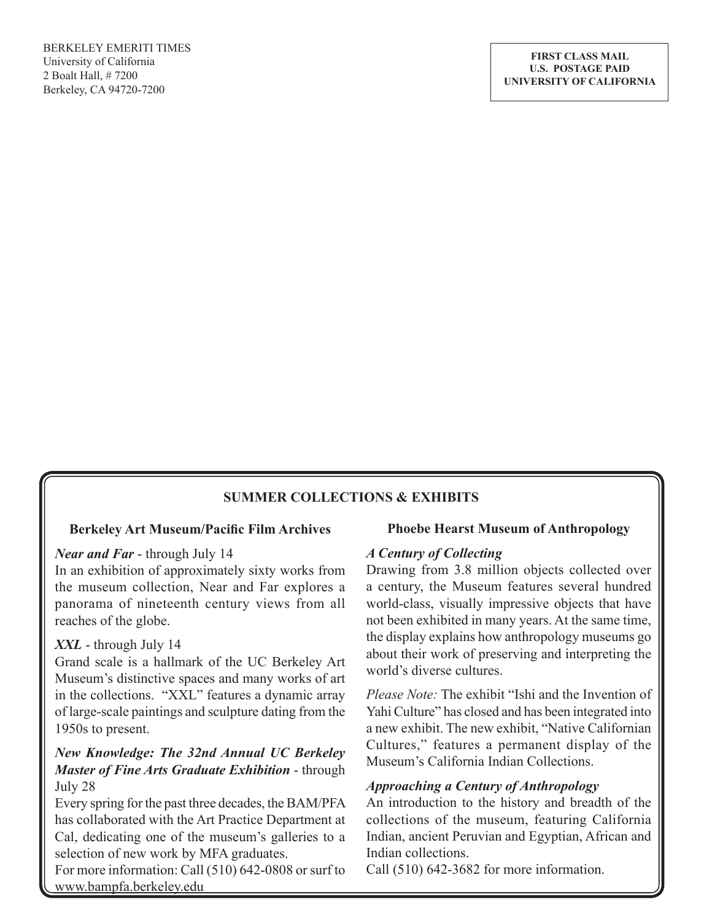BERKELEY EMERITI TIMES
University of California
2 Boalt Hall, # 7200
Berkeley, CA 94720-7200

**FIRST CLASS MAIL**
**U.S. POSTAGE PAID**
**UNIVERSITY OF CALIFORNIA**

## SUMMER COLLECTIONS & EXHIBITS

### Berkeley Art Museum/Pacific Film Archives

***Near and Far*** - through July 14
In an exhibition of approximately sixty works from the museum collection, Near and Far explores a panorama of nineteenth century views from all reaches of the globe.

***XXL*** - through July 14
Grand scale is a hallmark of the UC Berkeley Art Museum's distinctive spaces and many works of art in the collections. "XXL" features a dynamic array of large-scale paintings and sculpture dating from the 1950s to present.

***New Knowledge: The 32nd Annual UC Berkeley Master of Fine Arts Graduate Exhibition*** - through July 28
Every spring for the past three decades, the BAM/PFA has collaborated with the Art Practice Department at Cal, dedicating one of the museum's galleries to a selection of new work by MFA graduates.
For more information: Call (510) 642-0808 or surf to www.bampfa.berkeley.edu

### Phoebe Hearst Museum of Anthropology

***A Century of Collecting***
Drawing from 3.8 million objects collected over a century, the Museum features several hundred world-class, visually impressive objects that have not been exhibited in many years. At the same time, the display explains how anthropology museums go about their work of preserving and interpreting the world's diverse cultures.

*Please Note:* The exhibit "Ishi and the Invention of Yahi Culture" has closed and has been integrated into a new exhibit. The new exhibit, "Native Californian Cultures," features a permanent display of the Museum's California Indian Collections.

***Approaching a Century of Anthropology***
An introduction to the history and breadth of the collections of the museum, featuring California Indian, ancient Peruvian and Egyptian, African and Indian collections.
Call (510) 642-3682 for more information.